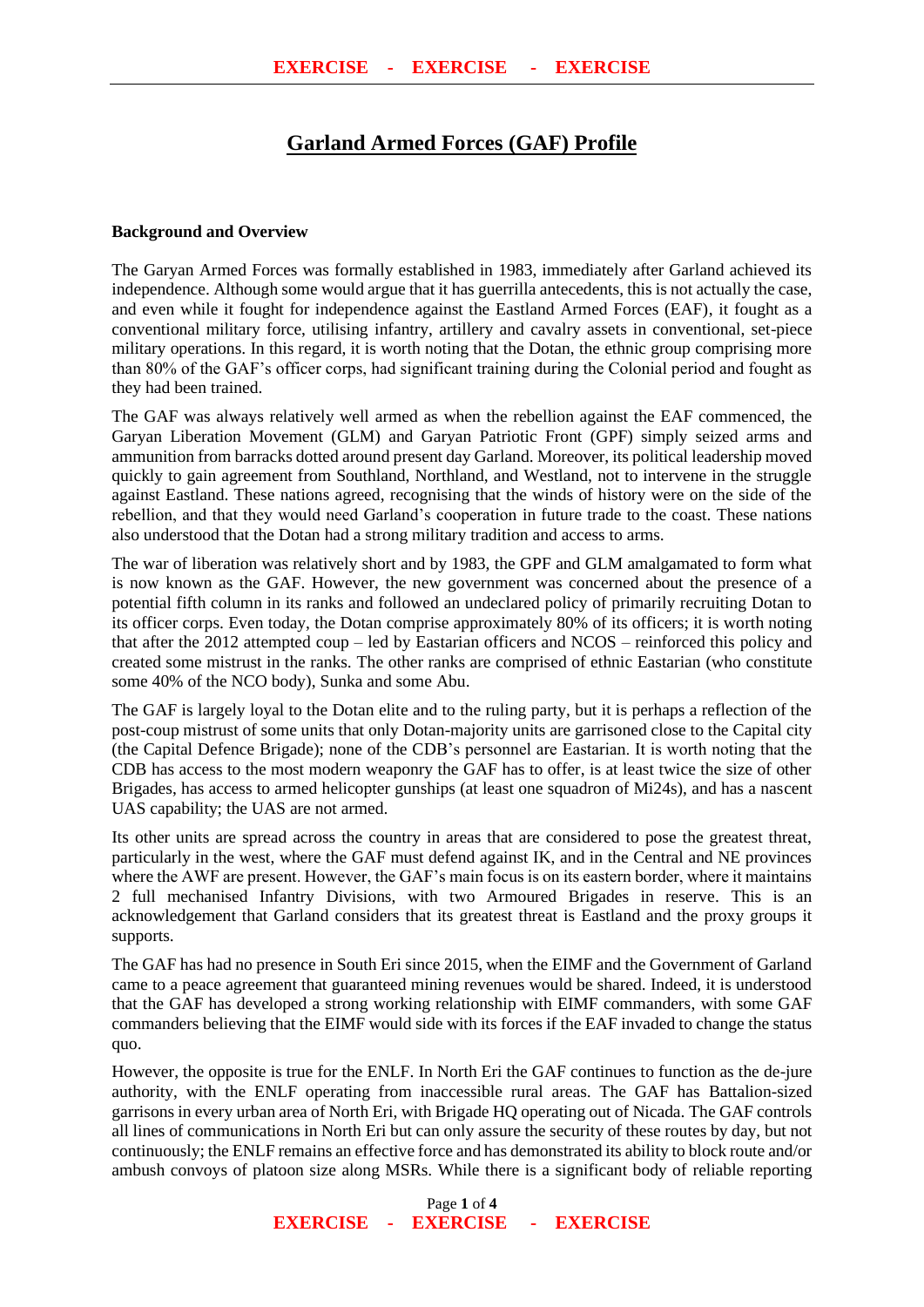# Garland Armed Forces (GAF) Profile

**Background and Overview**

The Garyan Armed Forces was formally established in 1983, immediately after Garland achieved its independence. Although some would argue that it has guerrilla antecedents, this is not actually the case, and even while it fought for independence against the Eastland Armed Forces (EAF), it fought as a conventional military force, utilising infantry, artillery and cavalry assets in conventional, set-piece military operations. In this regard, it is worth noting that the Dotan, the ethnic group comprising more than 80% of the GAF's officer corps, had significant training during the Colonial period and fought as they had been trained.

The GAF was always relatively well armed as when the rebellion against the EAF commenced, the Garyan Liberation Movement (GLM) and Garyan Patriotic Front (GPF) simply seized arms and ammunition from barracks dotted around present day Garland. Moreover, its political leadership moved quickly to gain agreement from Southland, Northland, and Westland, not to intervene in the struggle against Eastland. These nations agreed, recognising that the winds of history were on the side of the rebellion, and that they would need Garland's cooperation in future trade to the coast. These nations also understood that the Dotan had a strong military tradition and access to arms.

The war of liberation was relatively short and by 1983, the GPF and GLM amalgamated to form what is now known as the GAF. However, the new government was concerned about the presence of a potential fifth column in its ranks and followed an undeclared policy of primarily recruiting Dotan to its officer corps. Even today, the Dotan comprise approximately 80% of its officers; it is worth noting that after the 2012 attempted coup – led by Eastarian officers and NCOS – reinforced this policy and created some mistrust in the ranks. The other ranks are comprised of ethnic Eastarian (who constitute some 40% of the NCO body), Sunka and some Abu.

The GAF is largely loyal to the Dotan elite and to the ruling party, but it is perhaps a reflection of the post-coup mistrust of some units that only Dotan-majority units are garrisoned close to the Capital city (the Capital Defence Brigade); none of the CDB's personnel are Eastarian. It is worth noting that the CDB has access to the most modern weaponry the GAF has to offer, is at least twice the size of other Brigades, has access to armed helicopter gunships (at least one squadron of Mi24s), and has a nascent UAS capability; the UAS are not armed.

Its other units are spread across the country in areas that are considered to pose the greatest threat, particularly in the west, where the GAF must defend against IK, and in the Central and NE provinces where the AWF are present. However, the GAF's main focus is on its eastern border, where it maintains 2 full mechanised Infantry Divisions, with two Armoured Brigades in reserve. This is an acknowledgement that Garland considers that its greatest threat is Eastland and the proxy groups it supports.

The GAF has had no presence in South Eri since 2015, when the EIMF and the Government of Garland came to a peace agreement that guaranteed mining revenues would be shared. Indeed, it is understood that the GAF has developed a strong working relationship with EIMF commanders, with some GAF commanders believing that the EIMF would side with its forces if the EAF invaded to change the status quo.

However, the opposite is true for the ENLF. In North Eri the GAF continues to function as the de-jure authority, with the ENLF operating from inaccessible rural areas. The GAF has Battalion-sized garrisons in every urban area of North Eri, with Brigade HQ operating out of Nicada. The GAF controls all lines of communications in North Eri but can only assure the security of these routes by day, but not continuously; the ENLF remains an effective force and has demonstrated its ability to block route and/or ambush convoys of platoon size along MSRs. While there is a significant body of reliable reporting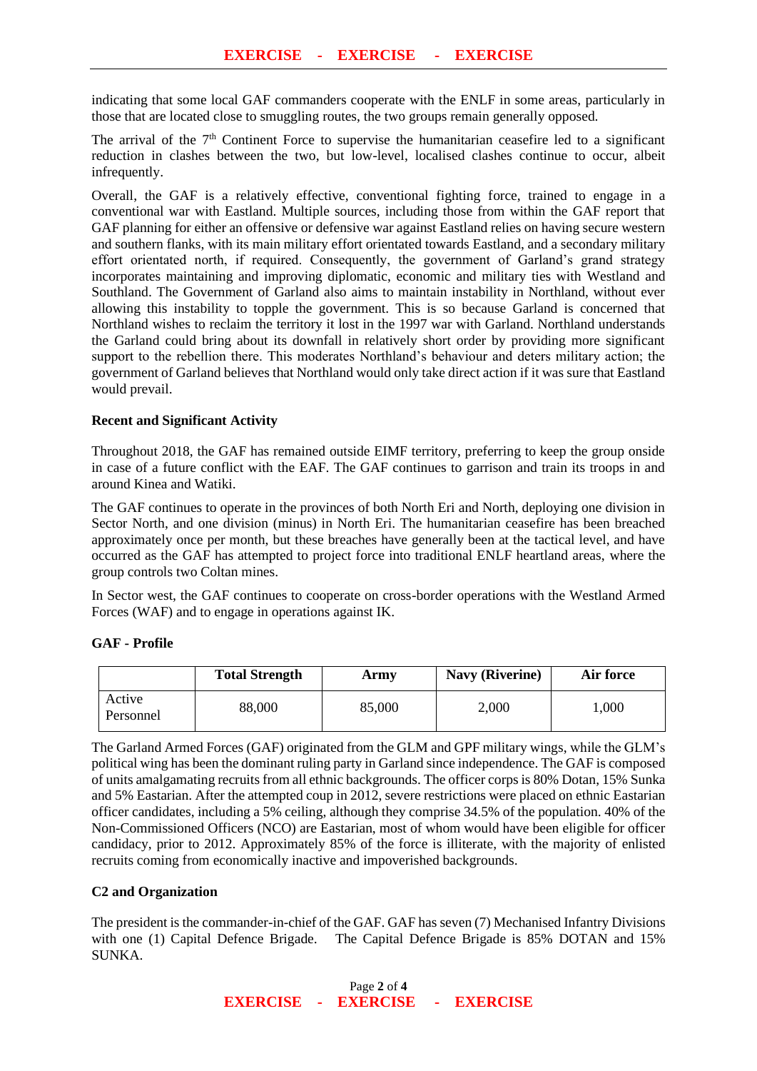indicating that some local GAF commanders cooperate with the ENLF in some areas, particularly in those that are located close to smuggling routes, the two groups remain generally opposed.

The arrival of the 7th Continent Force to supervise the humanitarian ceasefire led to a significant reduction in clashes between the two, but low-level, localised clashes continue to occur, albeit infrequently.

Overall, the GAF is a relatively effective, conventional fighting force, trained to engage in a conventional war with Eastland. Multiple sources, including those from within the GAF report that GAF planning for either an offensive or defensive war against Eastland relies on having secure western and southern flanks, with its main military effort orientated towards Eastland, and a secondary military effort orientated north, if required. Consequently, the government of Garland's grand strategy incorporates maintaining and improving diplomatic, economic and military ties with Westland and Southland. The Government of Garland also aims to maintain instability in Northland, without ever allowing this instability to topple the government. This is so because Garland is concerned that Northland wishes to reclaim the territory it lost in the 1997 war with Garland. Northland understands the Garland could bring about its downfall in relatively short order by providing more significant support to the rebellion there. This moderates Northland's behaviour and deters military action; the government of Garland believes that Northland would only take direct action if it was sure that Eastland would prevail.

**Recent and Significant Activity**

Throughout 2018, the GAF has remained outside EIMF territory, preferring to keep the group onside in case of a future conflict with the EAF. The GAF continues to garrison and train its troops in and around Kinea and Watiki.

The GAF continues to operate in the provinces of both North Eri and North, deploying one division in Sector North, and one division (minus) in North Eri. The humanitarian ceasefire has been breached approximately once per month, but these breaches have generally been at the tactical level, and have occurred as the GAF has attempted to project force into traditional ENLF heartland areas, where the group controls two Coltan mines.

In Sector west, the GAF continues to cooperate on cross-border operations with the Westland Armed Forces (WAF) and to engage in operations against IK.

**GAF - Profile**

| | Total Strength | Army | Navy (Riverine) | Air force |
|---|---|---|---|---|
| Active Personnel | 88,000 | 85,000 | 2,000 | 1,000 |

The Garland Armed Forces (GAF) originated from the GLM and GPF military wings, while the GLM's political wing has been the dominant ruling party in Garland since independence. The GAF is composed of units amalgamating recruits from all ethnic backgrounds. The officer corps is 80% Dotan, 15% Sunka and 5% Eastarian. After the attempted coup in 2012, severe restrictions were placed on ethnic Eastarian officer candidates, including a 5% ceiling, although they comprise 34.5% of the population. 40% of the Non-Commissioned Officers (NCO) are Eastarian, most of whom would have been eligible for officer candidacy, prior to 2012. Approximately 85% of the force is illiterate, with the majority of enlisted recruits coming from economically inactive and impoverished backgrounds.

**C2 and Organization**

The president is the commander-in-chief of the GAF. GAF has seven (7) Mechanised Infantry Divisions with one (1) Capital Defence Brigade. The Capital Defence Brigade is 85% DOTAN and 15% SUNKA.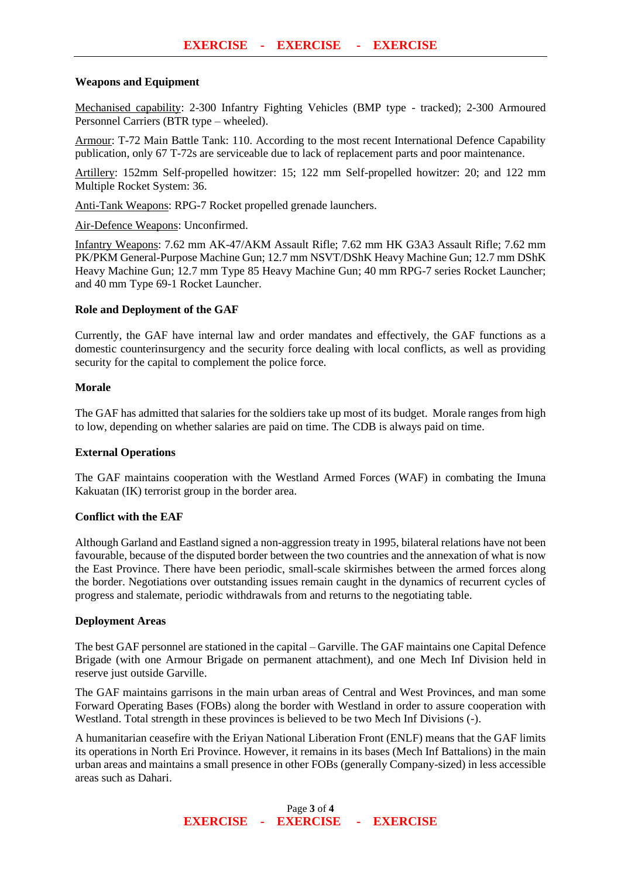**Weapons and Equipment**

Mechanised capability: 2-300 Infantry Fighting Vehicles (BMP type - tracked); 2-300 Armoured Personnel Carriers (BTR type – wheeled).

Armour: T-72 Main Battle Tank: 110. According to the most recent International Defence Capability publication, only 67 T-72s are serviceable due to lack of replacement parts and poor maintenance.

Artillery: 152mm Self-propelled howitzer: 15; 122 mm Self-propelled howitzer: 20; and 122 mm Multiple Rocket System: 36.

Anti-Tank Weapons: RPG-7 Rocket propelled grenade launchers.

Air-Defence Weapons: Unconfirmed.

Infantry Weapons: 7.62 mm AK-47/AKM Assault Rifle; 7.62 mm HK G3A3 Assault Rifle; 7.62 mm PK/PKM General-Purpose Machine Gun; 12.7 mm NSVT/DShK Heavy Machine Gun; 12.7 mm DShK Heavy Machine Gun; 12.7 mm Type 85 Heavy Machine Gun; 40 mm RPG-7 series Rocket Launcher; and 40 mm Type 69-1 Rocket Launcher.

**Role and Deployment of the GAF**

Currently, the GAF have internal law and order mandates and effectively, the GAF functions as a domestic counterinsurgency and the security force dealing with local conflicts, as well as providing security for the capital to complement the police force.

**Morale**

The GAF has admitted that salaries for the soldiers take up most of its budget. Morale ranges from high to low, depending on whether salaries are paid on time. The CDB is always paid on time.

**External Operations**

The GAF maintains cooperation with the Westland Armed Forces (WAF) in combating the Imuna Kakuatan (IK) terrorist group in the border area.

**Conflict with the EAF**

Although Garland and Eastland signed a non-aggression treaty in 1995, bilateral relations have not been favourable, because of the disputed border between the two countries and the annexation of what is now the East Province. There have been periodic, small-scale skirmishes between the armed forces along the border. Negotiations over outstanding issues remain caught in the dynamics of recurrent cycles of progress and stalemate, periodic withdrawals from and returns to the negotiating table.

**Deployment Areas**

The best GAF personnel are stationed in the capital – Garville. The GAF maintains one Capital Defence Brigade (with one Armour Brigade on permanent attachment), and one Mech Inf Division held in reserve just outside Garville.

The GAF maintains garrisons in the main urban areas of Central and West Provinces, and man some Forward Operating Bases (FOBs) along the border with Westland in order to assure cooperation with Westland. Total strength in these provinces is believed to be two Mech Inf Divisions (-).

A humanitarian ceasefire with the Eriyan National Liberation Front (ENLF) means that the GAF limits its operations in North Eri Province. However, it remains in its bases (Mech Inf Battalions) in the main urban areas and maintains a small presence in other FOBs (generally Company-sized) in less accessible areas such as Dahari.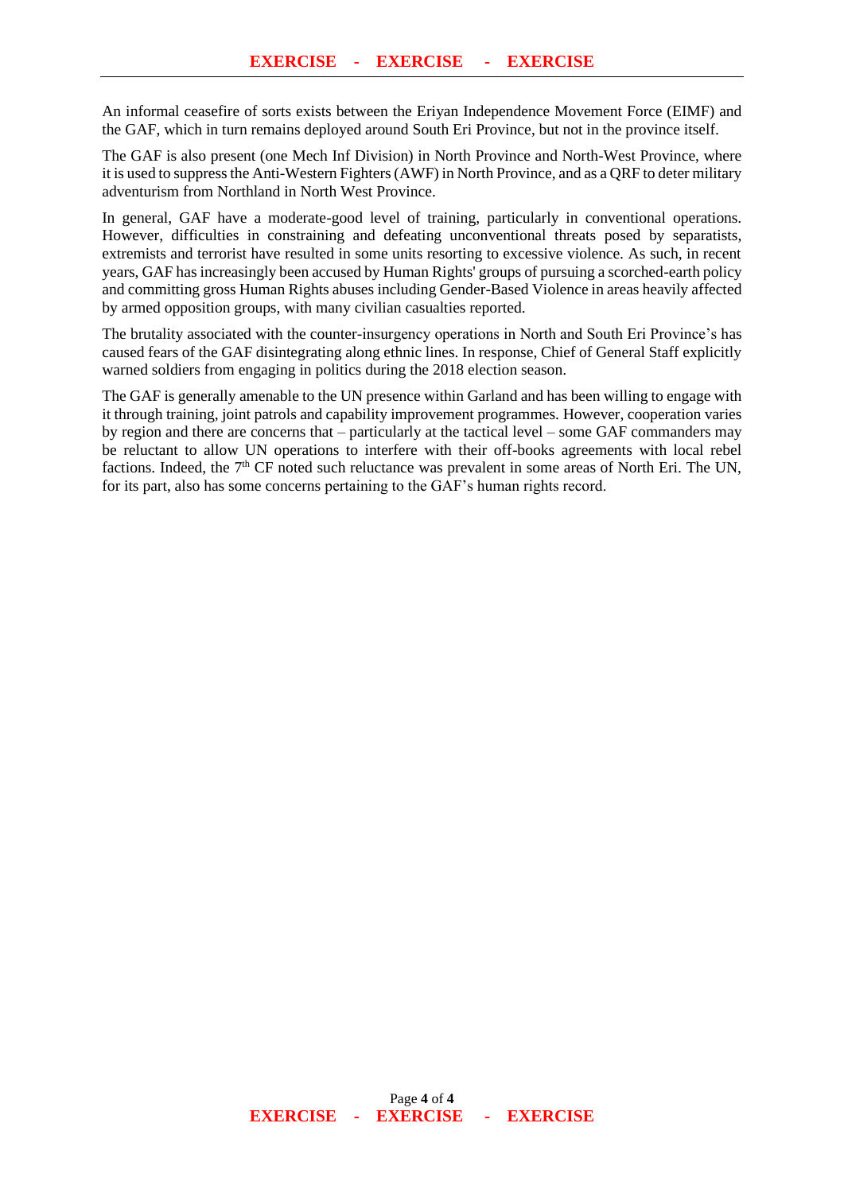An informal ceasefire of sorts exists between the Eriyan Independence Movement Force (EIMF) and the GAF, which in turn remains deployed around South Eri Province, but not in the province itself.

The GAF is also present (one Mech Inf Division) in North Province and North-West Province, where it is used to suppress the Anti-Western Fighters (AWF) in North Province, and as a QRF to deter military adventurism from Northland in North West Province.

In general, GAF have a moderate-good level of training, particularly in conventional operations. However, difficulties in constraining and defeating unconventional threats posed by separatists, extremists and terrorist have resulted in some units resorting to excessive violence. As such, in recent years, GAF has increasingly been accused by Human Rights' groups of pursuing a scorched-earth policy and committing gross Human Rights abuses including Gender-Based Violence in areas heavily affected by armed opposition groups, with many civilian casualties reported.

The brutality associated with the counter-insurgency operations in North and South Eri Province's has caused fears of the GAF disintegrating along ethnic lines. In response, Chief of General Staff explicitly warned soldiers from engaging in politics during the 2018 election season.

The GAF is generally amenable to the UN presence within Garland and has been willing to engage with it through training, joint patrols and capability improvement programmes. However, cooperation varies by region and there are concerns that – particularly at the tactical level – some GAF commanders may be reluctant to allow UN operations to interfere with their off-books agreements with local rebel factions. Indeed, the 7th CF noted such reluctance was prevalent in some areas of North Eri. The UN, for its part, also has some concerns pertaining to the GAF's human rights record.